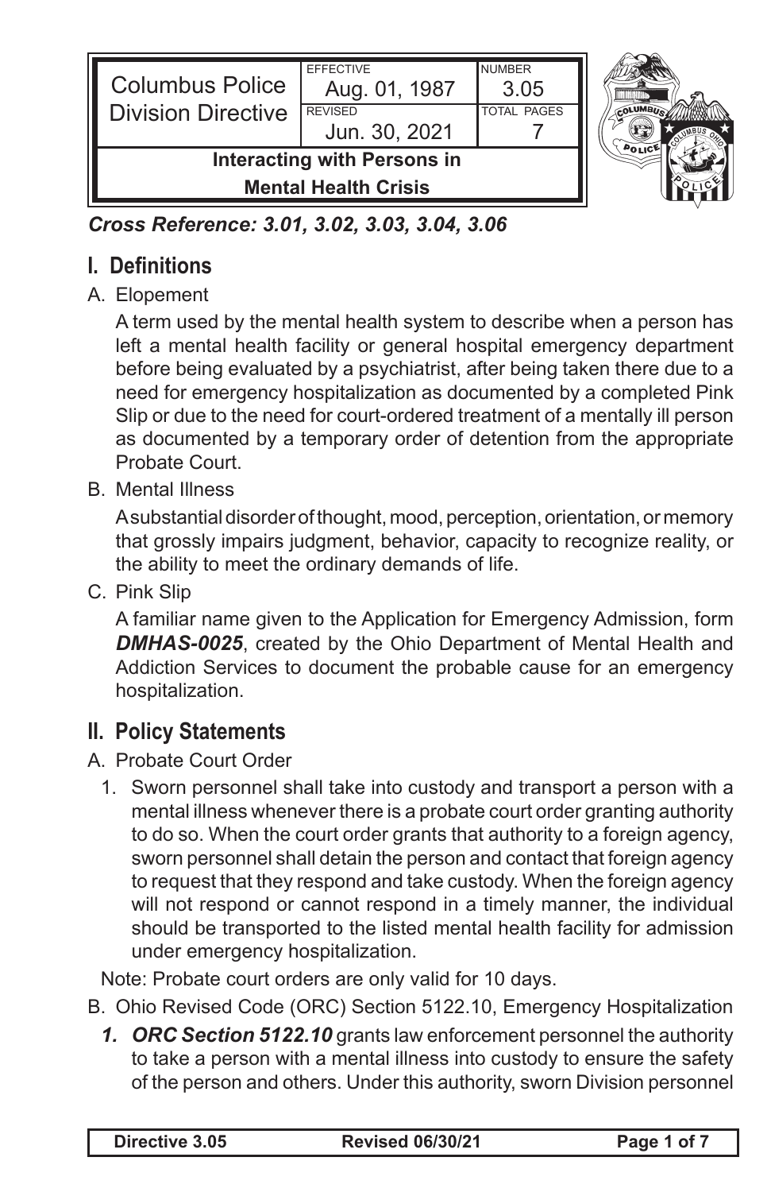| Columbus Police Division Directive | EFFECTIVE Aug. 01, 1987 | NUMBER 3.05 |
|---|---|---|
| | REVISED Jun. 30, 2021 | TOTAL PAGES 7 |
| **Interacting with Persons in Mental Health Crisis** | | |

***Cross Reference: 3.01, 3.02, 3.03, 3.04, 3.06***

## I. Definitions

A. Elopement

A term used by the mental health system to describe when a person has left a mental health facility or general hospital emergency department before being evaluated by a psychiatrist, after being taken there due to a need for emergency hospitalization as documented by a completed Pink Slip or due to the need for court-ordered treatment of a mentally ill person as documented by a temporary order of detention from the appropriate Probate Court.

B. Mental Illness

A substantial disorder of thought, mood, perception, orientation, or memory that grossly impairs judgment, behavior, capacity to recognize reality, or the ability to meet the ordinary demands of life.

C. Pink Slip

A familiar name given to the Application for Emergency Admission, form ***DMHAS-0025***, created by the Ohio Department of Mental Health and Addiction Services to document the probable cause for an emergency hospitalization.

## II. Policy Statements

A. Probate Court Order

1. Sworn personnel shall take into custody and transport a person with a mental illness whenever there is a probate court order granting authority to do so. When the court order grants that authority to a foreign agency, sworn personnel shall detain the person and contact that foreign agency to request that they respond and take custody. When the foreign agency will not respond or cannot respond in a timely manner, the individual should be transported to the listed mental health facility for admission under emergency hospitalization.

Note: Probate court orders are only valid for 10 days.

B. Ohio Revised Code (ORC) Section 5122.10, Emergency Hospitalization

1. ***ORC Section 5122.10*** grants law enforcement personnel the authority to take a person with a mental illness into custody to ensure the safety of the person and others. Under this authority, sworn Division personnel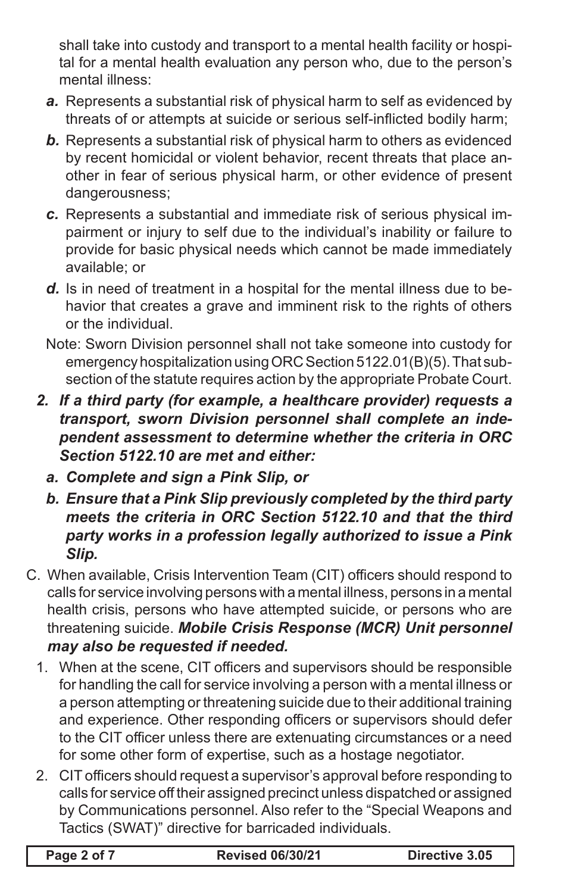shall take into custody and transport to a mental health facility or hospital for a mental health evaluation any person who, due to the person's mental illness:

*a.* Represents a substantial risk of physical harm to self as evidenced by threats of or attempts at suicide or serious self-inflicted bodily harm;

*b.* Represents a substantial risk of physical harm to others as evidenced by recent homicidal or violent behavior, recent threats that place another in fear of serious physical harm, or other evidence of present dangerousness;

*c.* Represents a substantial and immediate risk of serious physical impairment or injury to self due to the individual's inability or failure to provide for basic physical needs which cannot be made immediately available; or

*d.* Is in need of treatment in a hospital for the mental illness due to behavior that creates a grave and imminent risk to the rights of others or the individual.

Note: Sworn Division personnel shall not take someone into custody for emergency hospitalization using ORC Section 5122.01(B)(5). That subsection of the statute requires action by the appropriate Probate Court.

***2. If a third party (for example, a healthcare provider) requests a transport, sworn Division personnel shall complete an independent assessment to determine whether the criteria in ORC Section 5122.10 are met and either:***

***a. Complete and sign a Pink Slip, or***

***b. Ensure that a Pink Slip previously completed by the third party meets the criteria in ORC Section 5122.10 and that the third party works in a profession legally authorized to issue a Pink Slip.***

C. When available, Crisis Intervention Team (CIT) officers should respond to calls for service involving persons with a mental illness, persons in a mental health crisis, persons who have attempted suicide, or persons who are threatening suicide. ***Mobile Crisis Response (MCR) Unit personnel may also be requested if needed.***

1. When at the scene, CIT officers and supervisors should be responsible for handling the call for service involving a person with a mental illness or a person attempting or threatening suicide due to their additional training and experience. Other responding officers or supervisors should defer to the CIT officer unless there are extenuating circumstances or a need for some other form of expertise, such as a hostage negotiator.

2. CIT officers should request a supervisor's approval before responding to calls for service off their assigned precinct unless dispatched or assigned by Communications personnel. Also refer to the "Special Weapons and Tactics (SWAT)" directive for barricaded individuals.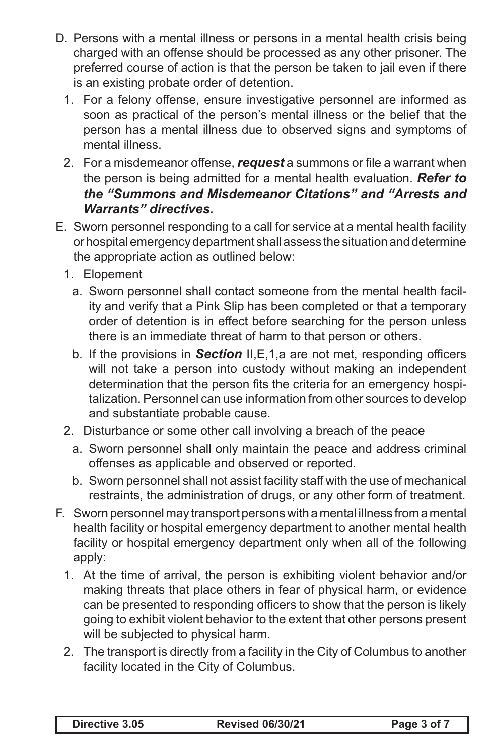D. Persons with a mental illness or persons in a mental health crisis being charged with an offense should be processed as any other prisoner. The preferred course of action is that the person be taken to jail even if there is an existing probate order of detention.

   1. For a felony offense, ensure investigative personnel are informed as soon as practical of the person's mental illness or the belief that the person has a mental illness due to observed signs and symptoms of mental illness.

   2. For a misdemeanor offense, ***request*** a summons or file a warrant when the person is being admitted for a mental health evaluation. ***Refer to the "Summons and Misdemeanor Citations" and "Arrests and Warrants" directives.***

E. Sworn personnel responding to a call for service at a mental health facility or hospital emergency department shall assess the situation and determine the appropriate action as outlined below:

   1. Elopement

      a. Sworn personnel shall contact someone from the mental health facility and verify that a Pink Slip has been completed or that a temporary order of detention is in effect before searching for the person unless there is an immediate threat of harm to that person or others.

      b. If the provisions in ***Section*** II,E,1,a are not met, responding officers will not take a person into custody without making an independent determination that the person fits the criteria for an emergency hospitalization. Personnel can use information from other sources to develop and substantiate probable cause.

   2. Disturbance or some other call involving a breach of the peace

      a. Sworn personnel shall only maintain the peace and address criminal offenses as applicable and observed or reported.

      b. Sworn personnel shall not assist facility staff with the use of mechanical restraints, the administration of drugs, or any other form of treatment.

F. Sworn personnel may transport persons with a mental illness from a mental health facility or hospital emergency department to another mental health facility or hospital emergency department only when all of the following apply:

   1. At the time of arrival, the person is exhibiting violent behavior and/or making threats that place others in fear of physical harm, or evidence can be presented to responding officers to show that the person is likely going to exhibit violent behavior to the extent that other persons present will be subjected to physical harm.

   2. The transport is directly from a facility in the City of Columbus to another facility located in the City of Columbus.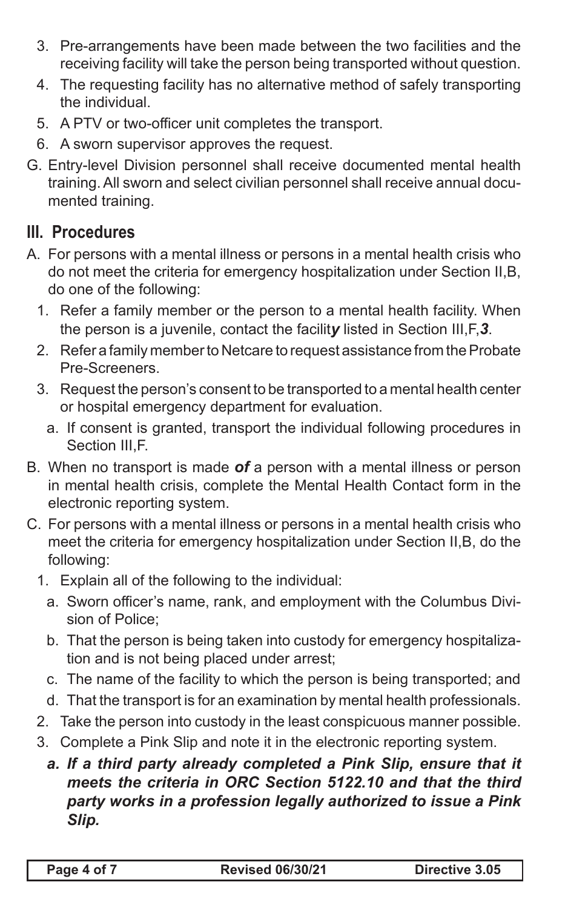3. Pre-arrangements have been made between the two facilities and the receiving facility will take the person being transported without question.
4. The requesting facility has no alternative method of safely transporting the individual.
5. A PTV or two-officer unit completes the transport.
6. A sworn supervisor approves the request.

G. Entry-level Division personnel shall receive documented mental health training. All sworn and select civilian personnel shall receive annual documented training.

## III. Procedures

A. For persons with a mental illness or persons in a mental health crisis who do not meet the criteria for emergency hospitalization under Section II,B, do one of the following:

1. Refer a family member or the person to a mental health facility. When the person is a juvenile, contact the facilit***y*** listed in Section III,F,***3***.
2. Refer a family member to Netcare to request assistance from the Probate Pre-Screeners.
3. Request the person's consent to be transported to a mental health center or hospital emergency department for evaluation.
   a. If consent is granted, transport the individual following procedures in Section III,F.

B. When no transport is made ***of*** a person with a mental illness or person in mental health crisis, complete the Mental Health Contact form in the electronic reporting system.

C. For persons with a mental illness or persons in a mental health crisis who meet the criteria for emergency hospitalization under Section II,B, do the following:

1. Explain all of the following to the individual:
   a. Sworn officer's name, rank, and employment with the Columbus Division of Police;
   b. That the person is being taken into custody for emergency hospitalization and is not being placed under arrest;
   c. The name of the facility to which the person is being transported; and
   d. That the transport is for an examination by mental health professionals.
2. Take the person into custody in the least conspicuous manner possible.
3. Complete a Pink Slip and note it in the electronic reporting system.
   ***a. If a third party already completed a Pink Slip, ensure that it meets the criteria in ORC Section 5122.10 and that the third party works in a profession legally authorized to issue a Pink Slip.***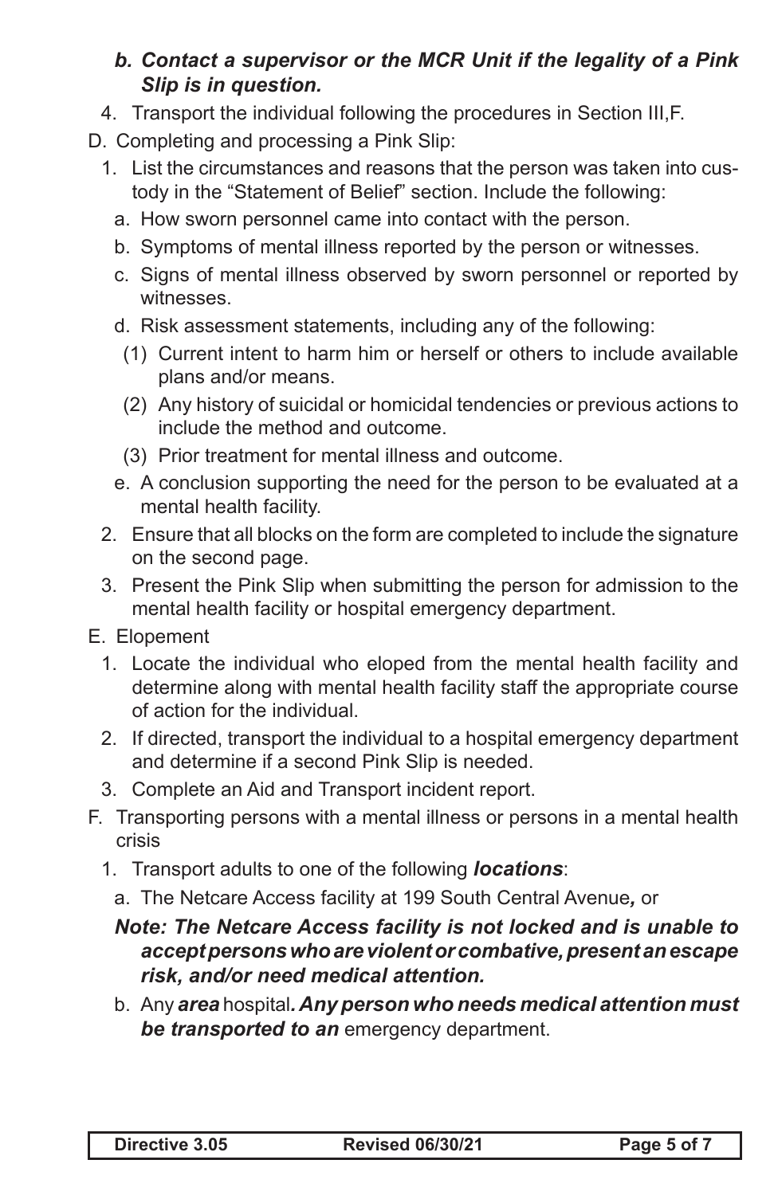b. ***Contact a supervisor or the MCR Unit if the legality of a Pink Slip is in question.***

4. Transport the individual following the procedures in Section III,F.

D. Completing and processing a Pink Slip:

1. List the circumstances and reasons that the person was taken into custody in the "Statement of Belief" section. Include the following:
   a. How sworn personnel came into contact with the person.
   b. Symptoms of mental illness reported by the person or witnesses.
   c. Signs of mental illness observed by sworn personnel or reported by witnesses.
   d. Risk assessment statements, including any of the following:
      (1) Current intent to harm him or herself or others to include available plans and/or means.
      (2) Any history of suicidal or homicidal tendencies or previous actions to include the method and outcome.
      (3) Prior treatment for mental illness and outcome.
   e. A conclusion supporting the need for the person to be evaluated at a mental health facility.
2. Ensure that all blocks on the form are completed to include the signature on the second page.
3. Present the Pink Slip when submitting the person for admission to the mental health facility or hospital emergency department.

E. Elopement

1. Locate the individual who eloped from the mental health facility and determine along with mental health facility staff the appropriate course of action for the individual.
2. If directed, transport the individual to a hospital emergency department and determine if a second Pink Slip is needed.
3. Complete an Aid and Transport incident report.

F. Transporting persons with a mental illness or persons in a mental health crisis

1. Transport adults to one of the following ***locations***:
   a. The Netcare Access facility at 199 South Central Avenue***,*** or

   ***Note: The Netcare Access facility is not locked and is unable to accept persons who are violent or combative, present an escape risk, and/or need medical attention.***

   b. Any ***area*** hospital***. Any person who needs medical attention must be transported to an*** emergency department.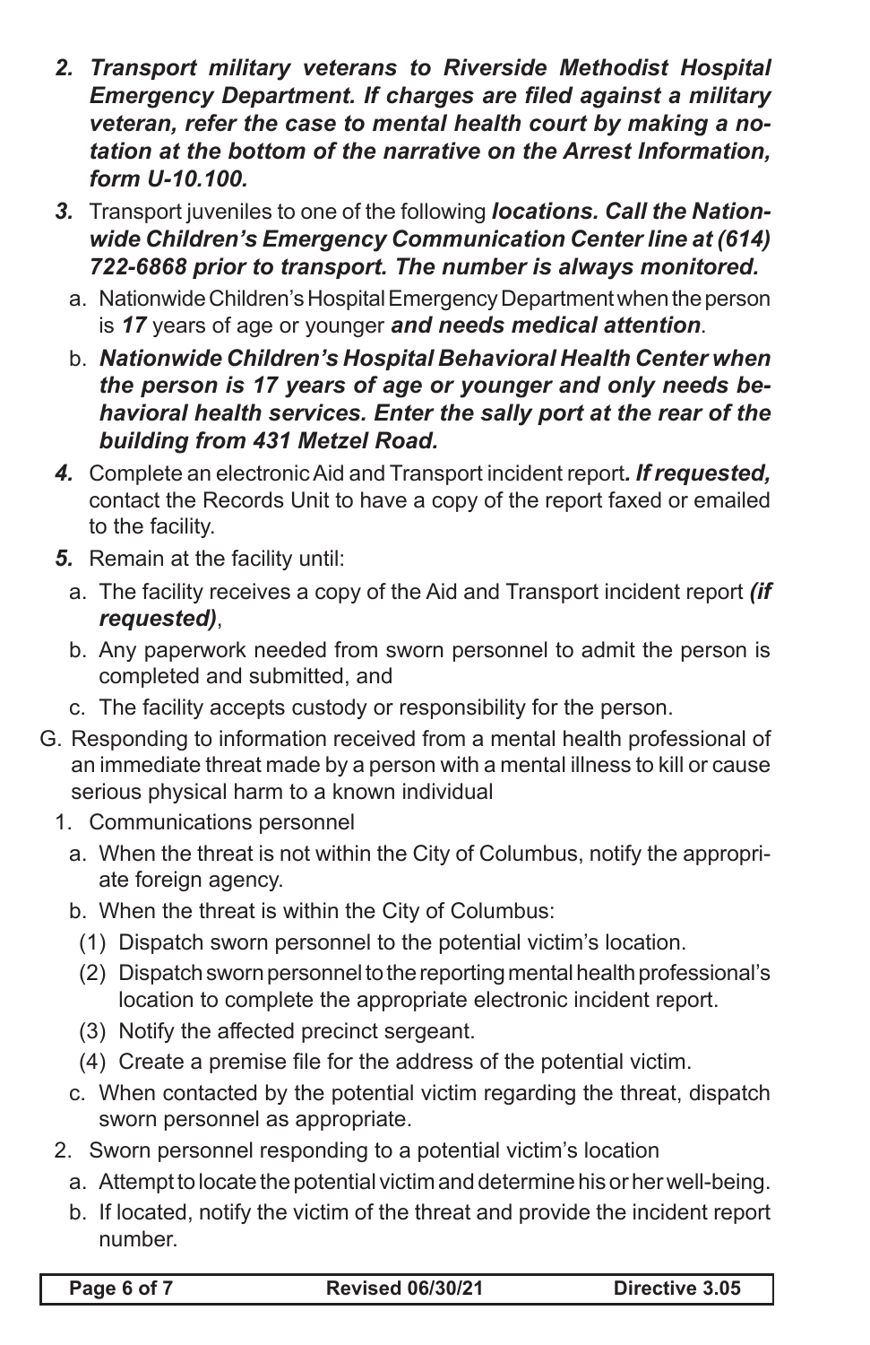*2.* ***Transport military veterans to Riverside Methodist Hospital Emergency Department. If charges are filed against a military veteran, refer the case to mental health court by making a notation at the bottom of the narrative on the Arrest Information, form U-10.100.***

*3.* Transport juveniles to one of the following ***locations. Call the Nationwide Children's Emergency Communication Center line at (614) 722-6868 prior to transport. The number is always monitored.***

   a. Nationwide Children's Hospital Emergency Department when the person is ***17*** years of age or younger ***and needs medical attention***.

   b. ***Nationwide Children's Hospital Behavioral Health Center when the person is 17 years of age or younger and only needs behavioral health services. Enter the sally port at the rear of the building from 431 Metzel Road.***

*4.* Complete an electronic Aid and Transport incident report***. If requested,*** contact the Records Unit to have a copy of the report faxed or emailed to the facility.

*5.* Remain at the facility until:

   a. The facility receives a copy of the Aid and Transport incident report ***(if requested)***,

   b. Any paperwork needed from sworn personnel to admit the person is completed and submitted, and

   c. The facility accepts custody or responsibility for the person.

G. Responding to information received from a mental health professional of an immediate threat made by a person with a mental illness to kill or cause serious physical harm to a known individual

1. Communications personnel

   a. When the threat is not within the City of Columbus, notify the appropriate foreign agency.

   b. When the threat is within the City of Columbus:

      (1) Dispatch sworn personnel to the potential victim's location.

      (2) Dispatch sworn personnel to the reporting mental health professional's location to complete the appropriate electronic incident report.

      (3) Notify the affected precinct sergeant.

      (4) Create a premise file for the address of the potential victim.

   c. When contacted by the potential victim regarding the threat, dispatch sworn personnel as appropriate.

2. Sworn personnel responding to a potential victim's location

   a. Attempt to locate the potential victim and determine his or her well-being.

   b. If located, notify the victim of the threat and provide the incident report number.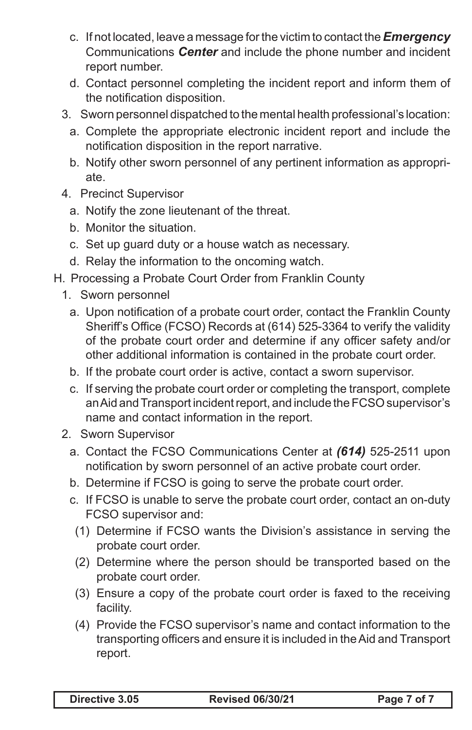c. If not located, leave a message for the victim to contact the ***Emergency*** Communications ***Center*** and include the phone number and incident report number.

d. Contact personnel completing the incident report and inform them of the notification disposition.

3. Sworn personnel dispatched to the mental health professional's location:

   a. Complete the appropriate electronic incident report and include the notification disposition in the report narrative.

   b. Notify other sworn personnel of any pertinent information as appropriate.

4. Precinct Supervisor

   a. Notify the zone lieutenant of the threat.

   b. Monitor the situation.

   c. Set up guard duty or a house watch as necessary.

   d. Relay the information to the oncoming watch.

H. Processing a Probate Court Order from Franklin County

1. Sworn personnel

   a. Upon notification of a probate court order, contact the Franklin County Sheriff's Office (FCSO) Records at (614) 525-3364 to verify the validity of the probate court order and determine if any officer safety and/or other additional information is contained in the probate court order.

   b. If the probate court order is active, contact a sworn supervisor.

   c. If serving the probate court order or completing the transport, complete an Aid and Transport incident report, and include the FCSO supervisor's name and contact information in the report.

2. Sworn Supervisor

   a. Contact the FCSO Communications Center at ***(614)*** 525-2511 upon notification by sworn personnel of an active probate court order.

   b. Determine if FCSO is going to serve the probate court order.

   c. If FCSO is unable to serve the probate court order, contact an on-duty FCSO supervisor and:

      (1) Determine if FCSO wants the Division's assistance in serving the probate court order.

      (2) Determine where the person should be transported based on the probate court order.

      (3) Ensure a copy of the probate court order is faxed to the receiving facility.

      (4) Provide the FCSO supervisor's name and contact information to the transporting officers and ensure it is included in the Aid and Transport report.